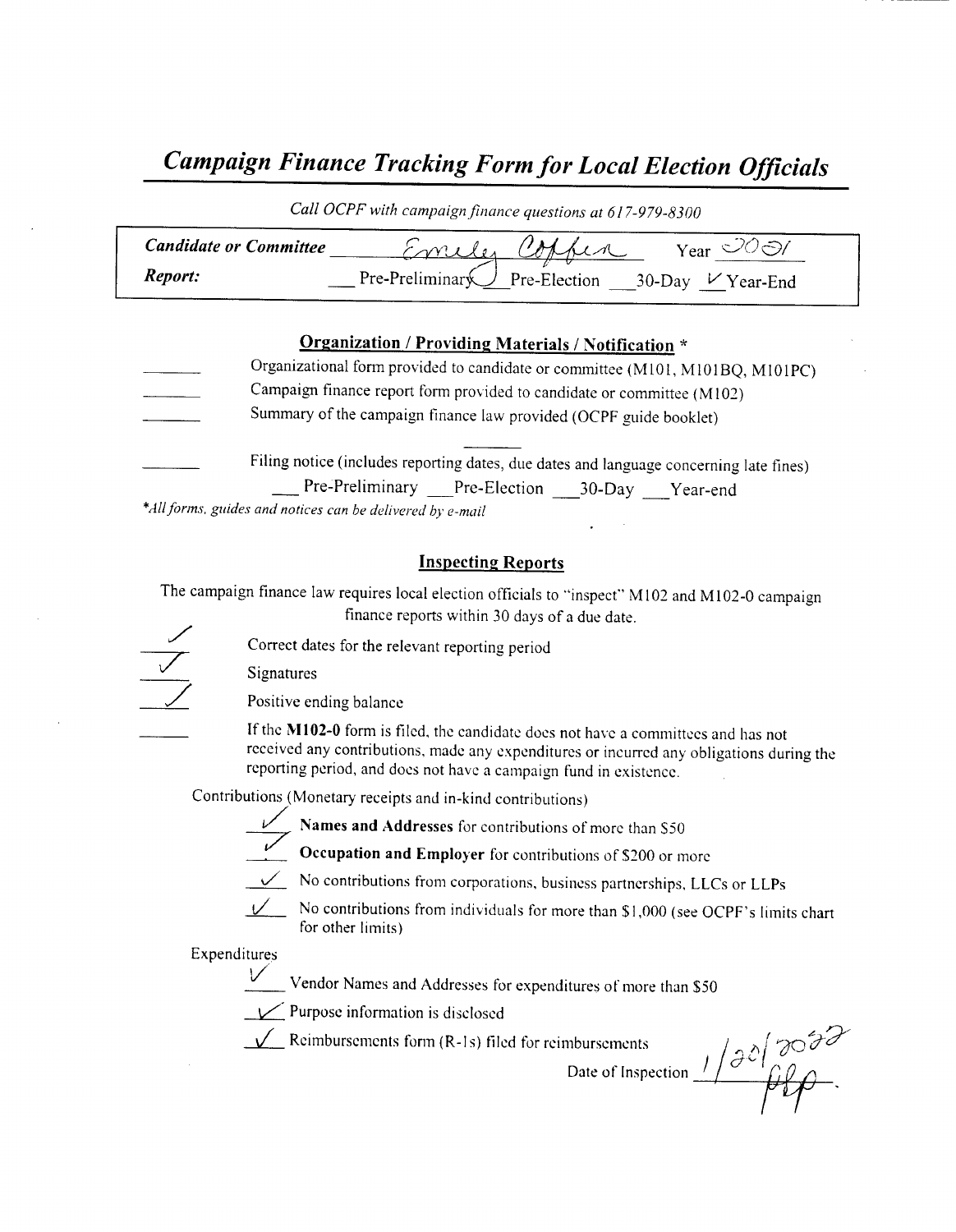# *Campaign Finance Tracking Form for Local Election Officials*

*Call OCPF with campaign finance questions at 617-979-8300*

**Candidate or Committee** Emily Coffin Year 2021

**Report:** ___ Pre-Preliminary ✓ Pre-Election ___ 30-Day ✓ Year-End

## Organization / Providing Materials / Notification *

_____ Organizational form provided to candidate or committee (M101, M101BQ, M101PC)

_____ Campaign finance report form provided to candidate or committee (M102)

_____ Summary of the campaign finance law provided (OCPF guide booklet)

_____ Filing notice (includes reporting dates, due dates and language concerning late fines)
___ Pre-Preliminary ___ Pre-Election ___ 30-Day ___ Year-end

*\*All forms, guides and notices can be delivered by e-mail*

## Inspecting Reports

The campaign finance law requires local election officials to "inspect" M102 and M102-0 campaign finance reports within 30 days of a due date.

✓ Correct dates for the relevant reporting period

✓ Signatures

✓ Positive ending balance

_____ If the **M102-0** form is filed, the candidate does not have a committees and has not received any contributions, made any expenditures or incurred any obligations during the reporting period, and does not have a campaign fund in existence.

Contributions (Monetary receipts and in-kind contributions)

✓ **Names and Addresses** for contributions of more than $50

✓ **Occupation and Employer** for contributions of $200 or more

✓ No contributions from corporations, business partnerships, LLCs or LLPs

✓ No contributions from individuals for more than $1,000 (see OCPF's limits chart for other limits)

Expenditures

✓ Vendor Names and Addresses for expenditures of more than $50

✓ Purpose information is disclosed

✓ Reimbursements form (R-1s) filed for reimbursements

Date of Inspection 1/20/2022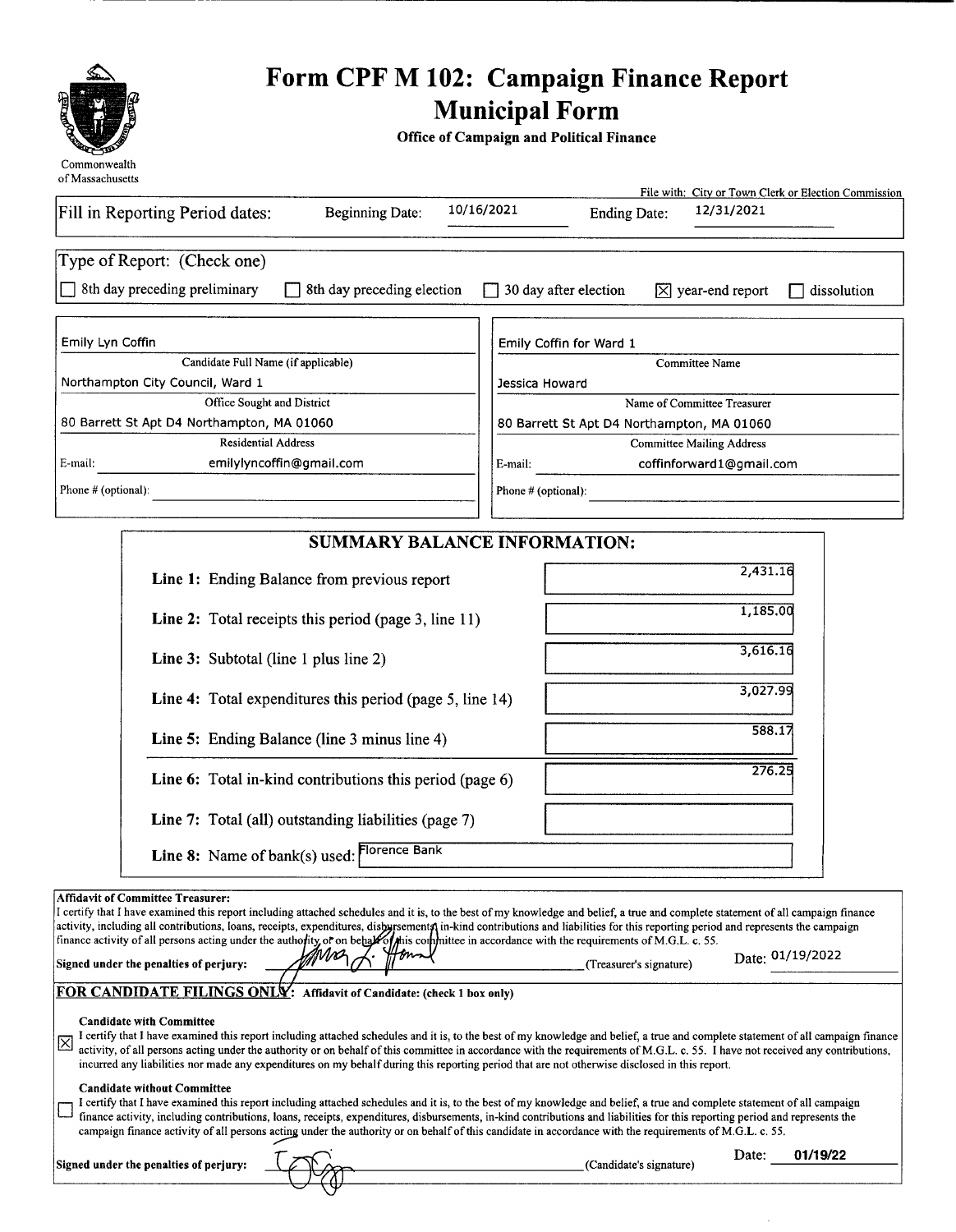Commonwealth of Massachusetts

# Form CPF M 102: Campaign Finance Report
## Municipal Form

**Office of Campaign and Political Finance**

File with: City or Town Clerk or Election Commission

Fill in Reporting Period dates: Beginning Date: 10/16/2021 Ending Date: 12/31/2021

Type of Report: (Check one)

- ☐ 8th day preceding preliminary
- ☐ 8th day preceding election
- ☐ 30 day after election
- ☒ year-end report
- ☐ dissolution

| | |
|---|---|
| Emily Lyn Coffin | Emily Coffin for Ward 1 |
| Candidate Full Name (if applicable) | Committee Name |
| Northampton City Council, Ward 1 | Jessica Howard |
| Office Sought and District | Name of Committee Treasurer |
| 80 Barrett St Apt D4 Northampton, MA 01060 | 80 Barrett St Apt D4 Northampton, MA 01060 |
| Residential Address | Committee Mailing Address |
| E-mail: emilylyncoffin@gmail.com | E-mail: coffinforward1@gmail.com |
| Phone # (optional): | Phone # (optional): |

## SUMMARY BALANCE INFORMATION:

| | |
|---|---|
| **Line 1:** Ending Balance from previous report | 2,431.16 |
| **Line 2:** Total receipts this period (page 3, line 11) | 1,185.00 |
| **Line 3:** Subtotal (line 1 plus line 2) | 3,616.16 |
| **Line 4:** Total expenditures this period (page 5, line 14) | 3,027.99 |
| **Line 5:** Ending Balance (line 3 minus line 4) | 588.17 |
| **Line 6:** Total in-kind contributions this period (page 6) | 276.25 |
| **Line 7:** Total (all) outstanding liabilities (page 7) | |
| **Line 8:** Name of bank(s) used: | Florence Bank |

**Affidavit of Committee Treasurer:**
I certify that I have examined this report including attached schedules and it is, to the best of my knowledge and belief, a true and complete statement of all campaign finance activity, including all contributions, loans, receipts, expenditures, disbursements, in-kind contributions and liabilities for this reporting period and represents the campaign finance activity of all persons acting under the authority or on behalf of this committee in accordance with the requirements of M.G.L. c. 55.

**Signed under the penalties of perjury:** [signature] (Treasurer's signature) Date: 01/19/2022

**FOR CANDIDATE FILINGS ONLY: Affidavit of Candidate: (check 1 box only)**

**Candidate with Committee**

☒ I certify that I have examined this report including attached schedules and it is, to the best of my knowledge and belief, a true and complete statement of all campaign finance activity, of all persons acting under the authority or on behalf of this committee in accordance with the requirements of M.G.L. c. 55. I have not received any contributions, incurred any liabilities nor made any expenditures on my behalf during this reporting period that are not otherwise disclosed in this report.

**Candidate without Committee**

☐ I certify that I have examined this report including attached schedules and it is, to the best of my knowledge and belief, a true and complete statement of all campaign finance activity, including contributions, loans, receipts, expenditures, disbursements, in-kind contributions and liabilities for this reporting period and represents the campaign finance activity of all persons acting under the authority or on behalf of this candidate in accordance with the requirements of M.G.L. c. 55.

**Signed under the penalties of perjury:** [signature] (Candidate's signature) Date: 01/19/22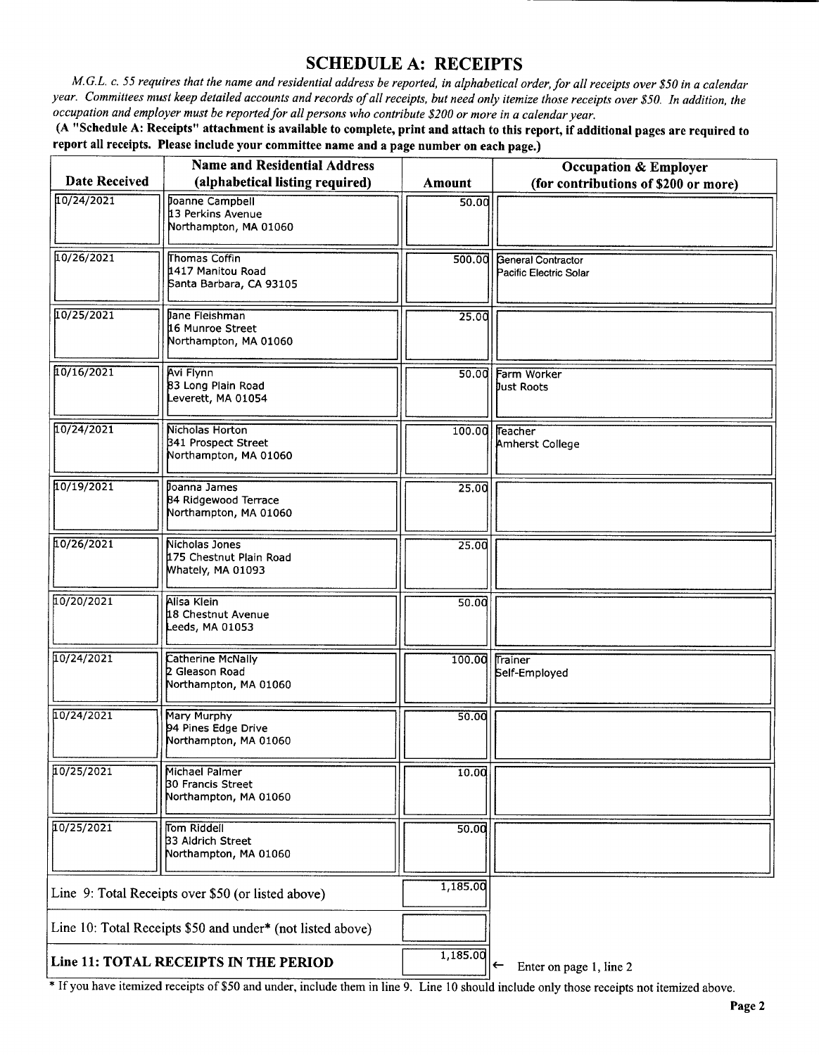# SCHEDULE A: RECEIPTS

*M.G.L. c. 55 requires that the name and residential address be reported, in alphabetical order, for all receipts over $50 in a calendar year. Committees must keep detailed accounts and records of all receipts, but need only itemize those receipts over $50. In addition, the occupation and employer must be reported for all persons who contribute $200 or more in a calendar year.*

**(A "Schedule A: Receipts" attachment is available to complete, print and attach to this report, if additional pages are required to report all receipts. Please include your committee name and a page number on each page.)**

| Date Received | Name and Residential Address (alphabetical listing required) | Amount | Occupation & Employer (for contributions of $200 or more) |
|---|---|---|---|
| 10/24/2021 | Joanne Campbell<br>13 Perkins Avenue<br>Northampton, MA 01060 | 50.00 | |
| 10/26/2021 | Thomas Coffin<br>1417 Manitou Road<br>Santa Barbara, CA 93105 | 500.00 | General Contractor<br>Pacific Electric Solar |
| 10/25/2021 | Jane Fleishman<br>16 Munroe Street<br>Northampton, MA 01060 | 25.00 | |
| 10/16/2021 | Avi Flynn<br>83 Long Plain Road<br>Leverett, MA 01054 | 50.00 | Farm Worker<br>Just Roots |
| 10/24/2021 | Nicholas Horton<br>341 Prospect Street<br>Northampton, MA 01060 | 100.00 | Teacher<br>Amherst College |
| 10/19/2021 | Joanna James<br>84 Ridgewood Terrace<br>Northampton, MA 01060 | 25.00 | |
| 10/26/2021 | Nicholas Jones<br>175 Chestnut Plain Road<br>Whately, MA 01093 | 25.00 | |
| 10/20/2021 | Alisa Klein<br>18 Chestnut Avenue<br>Leeds, MA 01053 | 50.00 | |
| 10/24/2021 | Catherine McNally<br>2 Gleason Road<br>Northampton, MA 01060 | 100.00 | Trainer<br>Self-Employed |
| 10/24/2021 | Mary Murphy<br>94 Pines Edge Drive<br>Northampton, MA 01060 | 50.00 | |
| 10/25/2021 | Michael Palmer<br>30 Francis Street<br>Northampton, MA 01060 | 10.00 | |
| 10/25/2021 | Tom Riddell<br>33 Aldrich Street<br>Northampton, MA 01060 | 50.00 | |

| | |
|---|---|
| Line 9: Total Receipts over $50 (or listed above) | 1,185.00 |
| Line 10: Total Receipts $50 and under* (not listed above) | |
| **Line 11: TOTAL RECEIPTS IN THE PERIOD** | 1,185.00 ← Enter on page 1, line 2 |

* If you have itemized receipts of $50 and under, include them in line 9. Line 10 should include only those receipts not itemized above.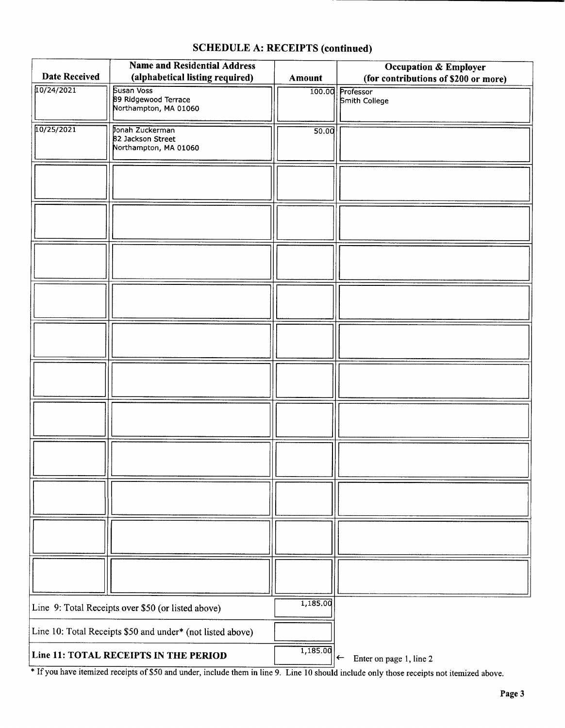## SCHEDULE A: RECEIPTS (continued)

| Date Received | Name and Residential Address (alphabetical listing required) | Amount | Occupation & Employer (for contributions of $200 or more) |
|---|---|---|---|
| 10/24/2021 | Susan Voss<br>89 Ridgewood Terrace<br>Northampton, MA 01060 | 100.00 | Professor<br>Smith College |
| 10/25/2021 | Jonah Zuckerman<br>82 Jackson Street<br>Northampton, MA 01060 | 50.00 | |
| | | | |
| | | | |
| | | | |
| | | | |
| | | | |
| | | | |
| | | | |
| | | | |
| | | | |
| | | | |
| | | | |

| | | |
|---|---|---|
| Line 9: Total Receipts over $50 (or listed above) | 1,185.00 | |
| Line 10: Total Receipts $50 and under* (not listed above) | | |
| **Line 11: TOTAL RECEIPTS IN THE PERIOD** | 1,185.00 | ← Enter on page 1, line 2 |

* If you have itemized receipts of $50 and under, include them in line 9. Line 10 should include only those receipts not itemized above.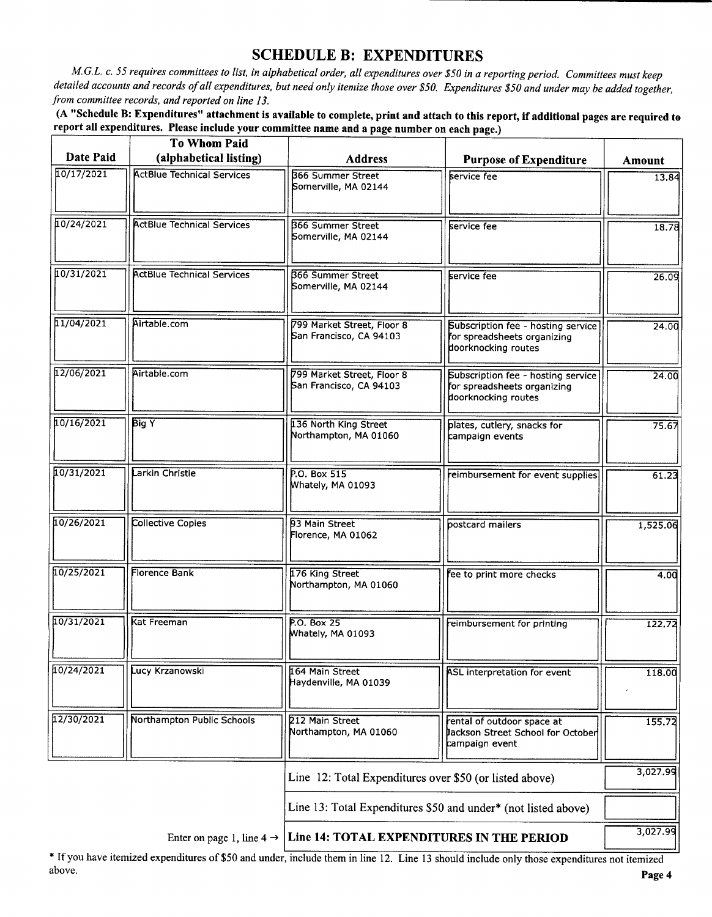## SCHEDULE B: EXPENDITURES

*M.G.L. c. 55 requires committees to list, in alphabetical order, all expenditures over $50 in a reporting period. Committees must keep detailed accounts and records of all expenditures, but need only itemize those over $50. Expenditures $50 and under may be added together, from committee records, and reported on line 13.*

**(A "Schedule B: Expenditures" attachment is available to complete, print and attach to this report, if additional pages are required to report all expenditures. Please include your committee name and a page number on each page.)**

| Date Paid | To Whom Paid (alphabetical listing) | Address | Purpose of Expenditure | Amount |
|---|---|---|---|---|
| 10/17/2021 | ActBlue Technical Services | 366 Summer Street Somerville, MA 02144 | service fee | 13.84 |
| 10/24/2021 | ActBlue Technical Services | 366 Summer Street Somerville, MA 02144 | service fee | 18.78 |
| 10/31/2021 | ActBlue Technical Services | 366 Summer Street Somerville, MA 02144 | service fee | 26.09 |
| 11/04/2021 | Airtable.com | 799 Market Street, Floor 8 San Francisco, CA 94103 | Subscription fee - hosting service for spreadsheets organizing doorknocking routes | 24.00 |
| 12/06/2021 | Airtable.com | 799 Market Street, Floor 8 San Francisco, CA 94103 | Subscription fee - hosting service for spreadsheets organizing doorknocking routes | 24.00 |
| 10/16/2021 | Big Y | 136 North King Street Northampton, MA 01060 | plates, cutlery, snacks for campaign events | 75.67 |
| 10/31/2021 | Larkin Christie | P.O. Box 515 Whately, MA 01093 | reimbursement for event supplies | 61.23 |
| 10/26/2021 | Collective Copies | 93 Main Street Florence, MA 01062 | postcard mailers | 1,525.06 |
| 10/25/2021 | Florence Bank | 176 King Street Northampton, MA 01060 | fee to print more checks | 4.00 |
| 10/31/2021 | Kat Freeman | P.O. Box 25 Whately, MA 01093 | reimbursement for printing | 122.72 |
| 10/24/2021 | Lucy Krzanowski | 164 Main Street Haydenville, MA 01039 | ASL interpretation for event | 118.00 |
| 12/30/2021 | Northampton Public Schools | 212 Main Street Northampton, MA 01060 | rental of outdoor space at Jackson Street School for October campaign event | 155.72 |
| | | Line 12: Total Expenditures over $50 (or listed above) | | 3,027.99 |
| | | Line 13: Total Expenditures $50 and under* (not listed above) | | |
| | Enter on page 1, line 4 → | **Line 14: TOTAL EXPENDITURES IN THE PERIOD** | | 3,027.99 |

* If you have itemized expenditures of $50 and under, include them in line 12. Line 13 should include only those expenditures not itemized above.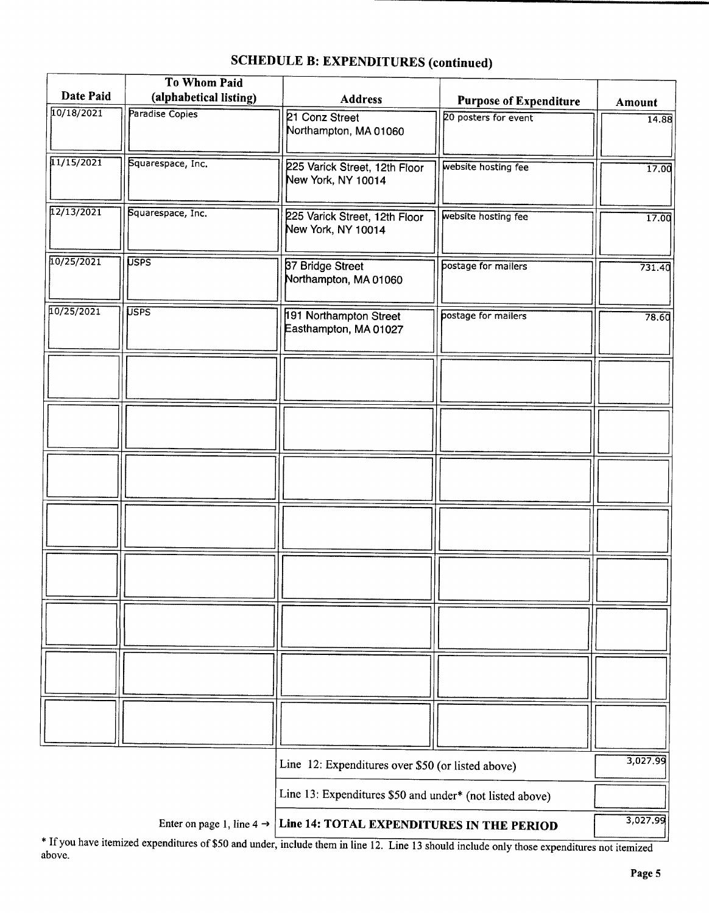## SCHEDULE B: EXPENDITURES (continued)

| Date Paid | To Whom Paid (alphabetical listing) | Address | Purpose of Expenditure | Amount |
|---|---|---|---|---|
| 10/18/2021 | Paradise Copies | 21 Conz Street Northampton, MA 01060 | 20 posters for event | 14.88 |
| 11/15/2021 | Squarespace, Inc. | 225 Varick Street, 12th Floor New York, NY 10014 | website hosting fee | 17.00 |
| 12/13/2021 | Squarespace, Inc. | 225 Varick Street, 12th Floor New York, NY 10014 | website hosting fee | 17.00 |
| 10/25/2021 | USPS | 37 Bridge Street Northampton, MA 01060 | postage for mailers | 731.40 |
| 10/25/2021 | USPS | 191 Northampton Street Easthampton, MA 01027 | postage for mailers | 78.60 |
| | | | | |
| | | | | |
| | | | | |
| | | | | |
| | | | | |
| | | | | |
| | | | | |
| | | | | |

| | | |
|---|---|---|
| | Line 12: Expenditures over $50 (or listed above) | 3,027.99 |
| | Line 13: Expenditures $50 and under* (not listed above) | |
| Enter on page 1, line 4 → | **Line 14: TOTAL EXPENDITURES IN THE PERIOD** | 3,027.99 |

* If you have itemized expenditures of $50 and under, include them in line 12. Line 13 should include only those expenditures not itemized above.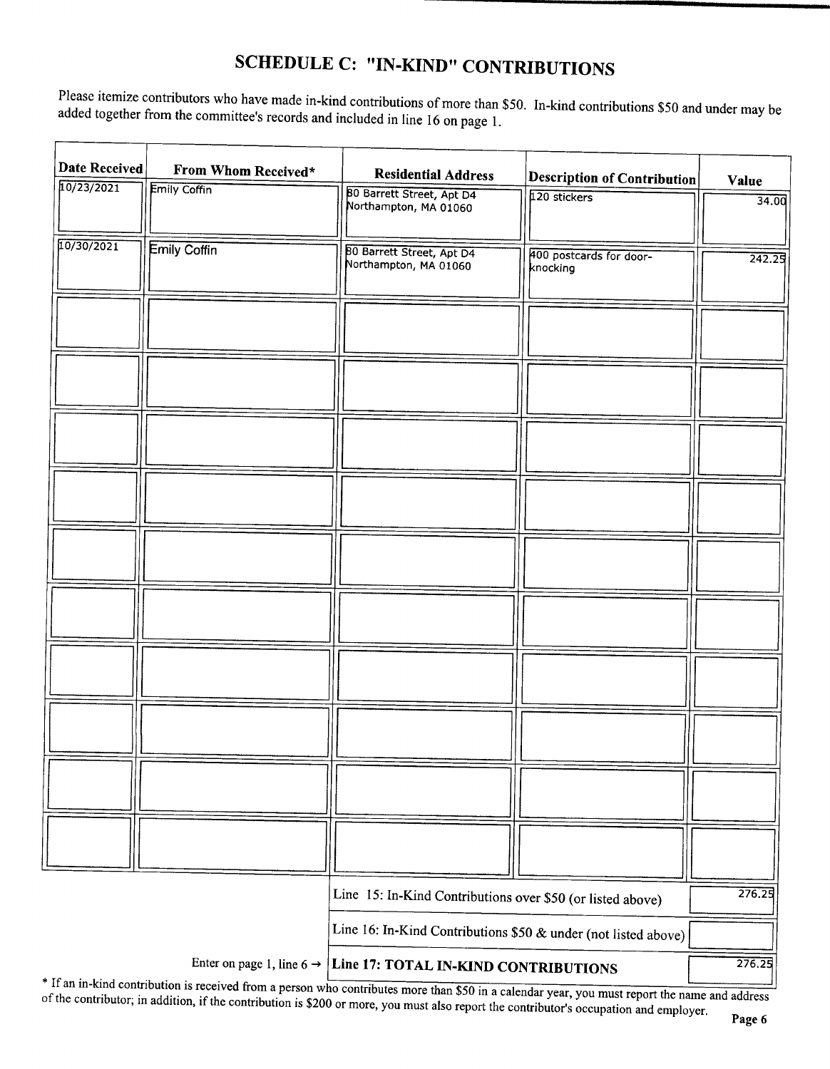# SCHEDULE C: "IN-KIND" CONTRIBUTIONS

Please itemize contributors who have made in-kind contributions of more than $50. In-kind contributions $50 and under may be added together from the committee's records and included in line 16 on page 1.

| Date Received | From Whom Received* | Residential Address | Description of Contribution | Value |
|---|---|---|---|---|
| 10/23/2021 | Emily Coffin | 80 Barrett Street, Apt D4 Northampton, MA 01060 | 120 stickers | 34.00 |
| 10/30/2021 | Emily Coffin | 80 Barrett Street, Apt D4 Northampton, MA 01060 | 400 postcards for door-knocking | 242.25 |
| | | | | |
| | | | | |
| | | | | |
| | | | | |
| | | | | |
| | | | | |
| | | | | |
| | | | | |
| | | | | |
| | | | | |

| | |
|---|---|
| Line 15: In-Kind Contributions over $50 (or listed above) | 276.25 |
| Line 16: In-Kind Contributions $50 & under (not listed above) | |
| Enter on page 1, line 6 → **Line 17: TOTAL IN-KIND CONTRIBUTIONS** | 276.25 |

* If an in-kind contribution is received from a person who contributes more than $50 in a calendar year, you must report the name and address of the contributor; in addition, if the contribution is $200 or more, you must also report the contributor's occupation and employer.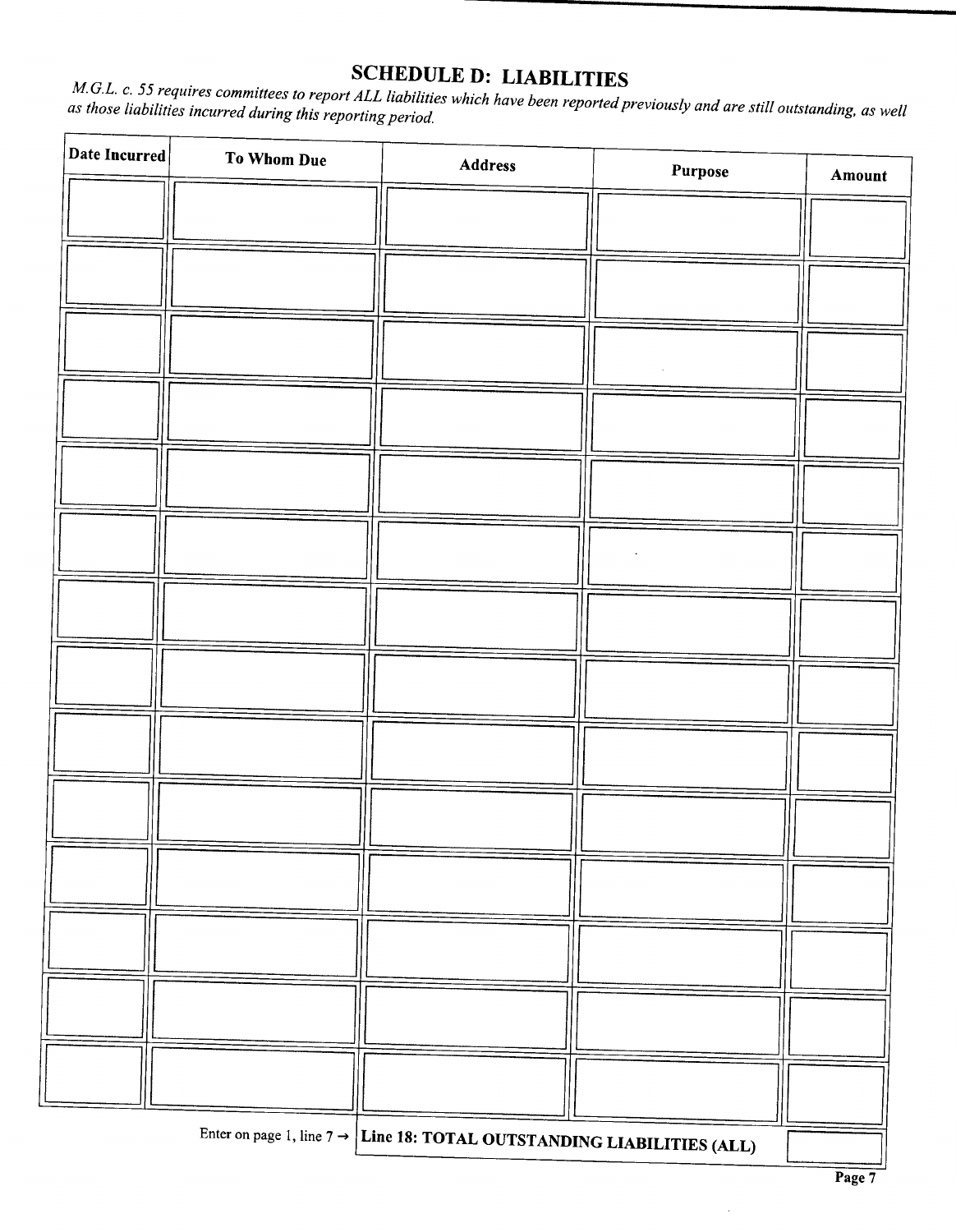## SCHEDULE D: LIABILITIES

*M.G.L. c. 55 requires committees to report ALL liabilities which have been reported previously and are still outstanding, as well as those liabilities incurred during this reporting period.*

| Date Incurred | To Whom Due | Address | Purpose | Amount |
|---|---|---|---|---|
| | | | | |
| | | | | |
| | | | | |
| | | | | |
| | | | | |
| | | | | |
| | | | | |
| | | | | |
| | | | | |
| | | | | |
| | | | | |
| | | | | |
| | | | | |
| | | | | |

Enter on page 1, line 7 → **Line 18: TOTAL OUTSTANDING LIABILITIES (ALL)** ______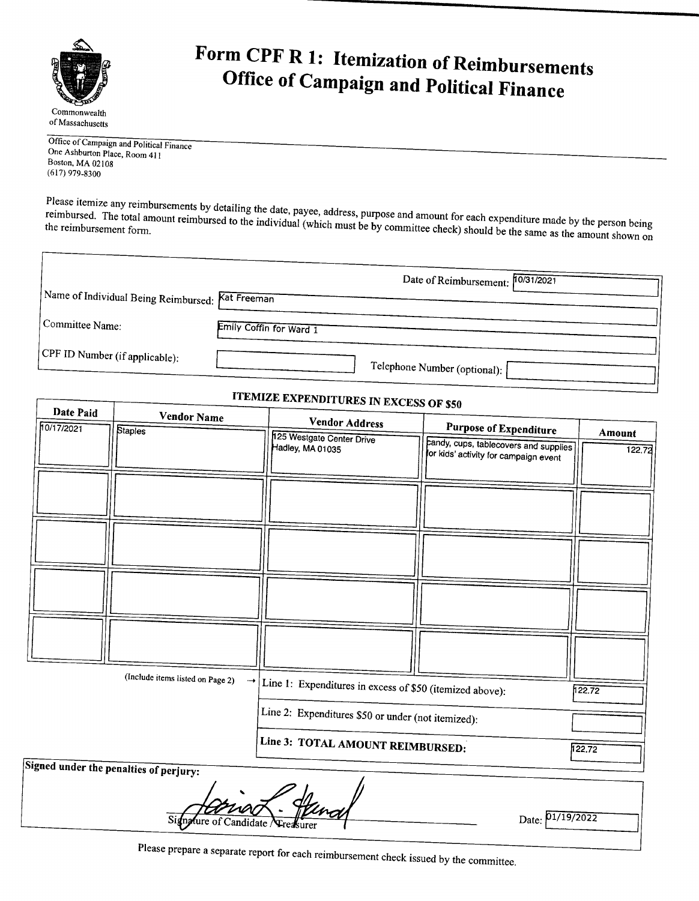Commonwealth of Massachusetts

# Form CPF R 1: Itemization of Reimbursements
## Office of Campaign and Political Finance

Office of Campaign and Political Finance
One Ashburton Place, Room 411
Boston, MA 02108
(617) 979-8300

Please itemize any reimbursements by detailing the date, payee, address, purpose and amount for each expenditure made by the person being reimbursed. The total amount reimbursed to the individual (which must be by committee check) should be the same as the amount shown on the reimbursement form.

Date of Reimbursement: 10/31/2021

Name of Individual Being Reimbursed: Kat Freeman

Committee Name: Emily Coffin for Ward 1

CPF ID Number (if applicable):

Telephone Number (optional):

### ITEMIZE EXPENDITURES IN EXCESS OF $50

| Date Paid | Vendor Name | Vendor Address | Purpose of Expenditure | Amount |
|---|---|---|---|---|
| 10/17/2021 | Staples | 125 Westgate Center Drive Hadley, MA 01035 | candy, cups, tablecovers and supplies for kids' activity for campaign event | 122.72 |
| | | | | |
| | | | | |
| | | | | |
| | | | | |

(Include items listed on Page 2) →

| | |
|---|---|
| Line 1: Expenditures in excess of $50 (itemized above): | 122.72 |
| Line 2: Expenditures $50 or under (not itemized): | |
| **Line 3: TOTAL AMOUNT REIMBURSED:** | 122.72 |

**Signed under the penalties of perjury:**

Signature of Candidate / Treasurer

Date: 01/19/2022

Please prepare a separate report for each reimbursement check issued by the committee.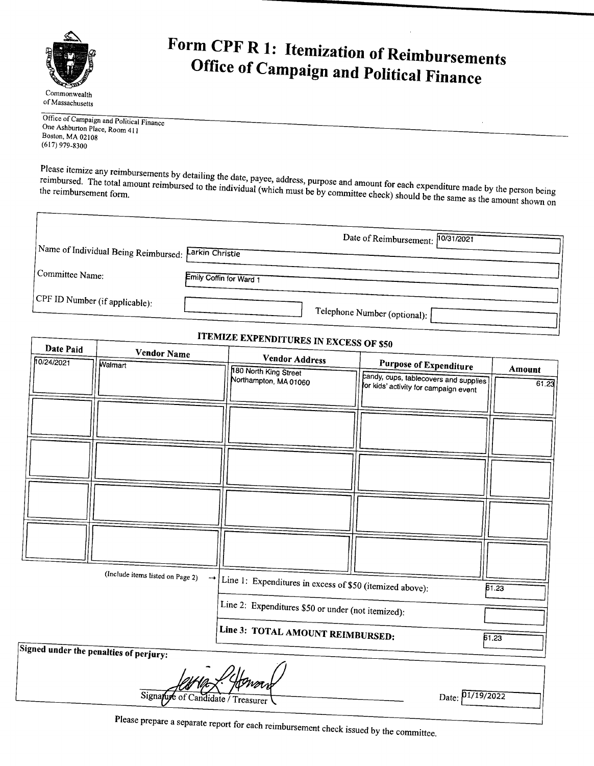Commonwealth of Massachusetts

# Form CPF R 1: Itemization of Reimbursements
## Office of Campaign and Political Finance

Office of Campaign and Political Finance
One Ashburton Place, Room 411
Boston, MA 02108
(617) 979-8300

Please itemize any reimbursements by detailing the date, payee, address, purpose and amount for each expenditure made by the person being reimbursed. The total amount reimbursed to the individual (which must be by committee check) should be the same as the amount shown on the reimbursement form.

Date of Reimbursement: 10/31/2021

Name of Individual Being Reimbursed: Larkin Christie

Committee Name: Emily Coffin for Ward 1

CPF ID Number (if applicable):

Telephone Number (optional):

### ITEMIZE EXPENDITURES IN EXCESS OF $50

| Date Paid | Vendor Name | Vendor Address | Purpose of Expenditure | Amount |
|---|---|---|---|---|
| 10/24/2021 | Walmart | 180 North King Street Northampton, MA 01060 | candy, cups, tablecovers and supplies for kids' activity for campaign event | 61.23 |
| | | | | |
| | | | | |
| | | | | |
| | | | | |

(Include items listed on Page 2) →

| | |
|---|---|
| Line 1: Expenditures in excess of $50 (itemized above): | 61.23 |
| Line 2: Expenditures $50 or under (not itemized): | |
| **Line 3: TOTAL AMOUNT REIMBURSED:** | 61.23 |

**Signed under the penalties of perjury:**

Signature of Candidate / Treasurer

Date: 01/19/2022

Please prepare a separate report for each reimbursement check issued by the committee.